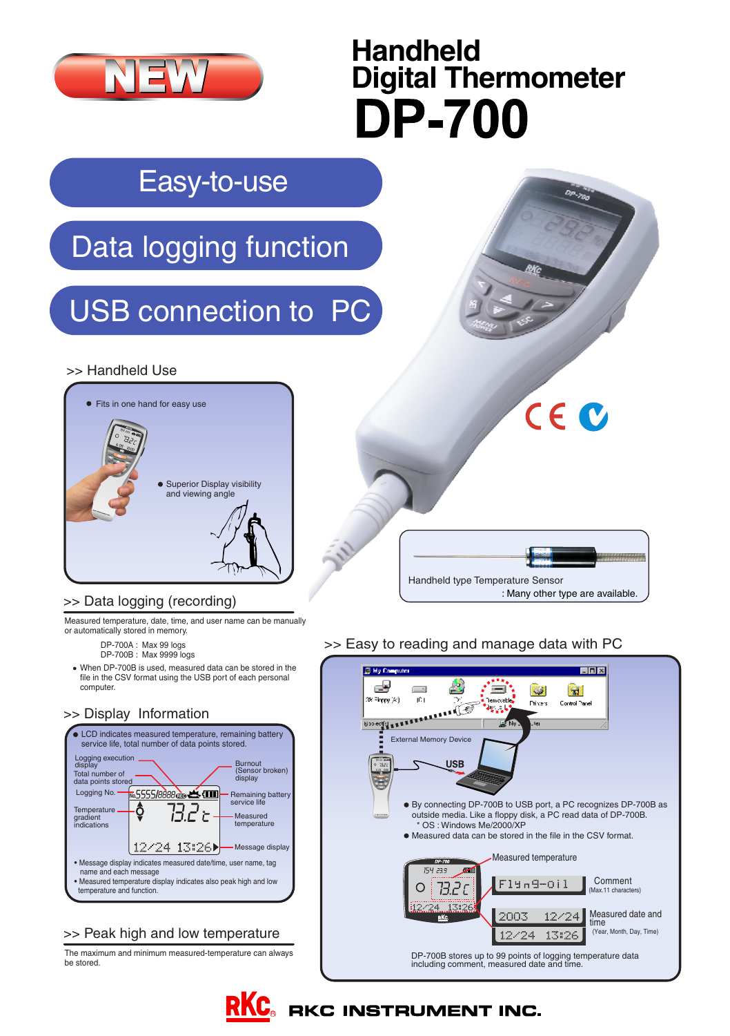NEW

# Handheld Digital Thermometer DP-700

## Easy-to-use

## Data logging function

## USB connection to PC

### >> Handheld Use

- Fits in one hand for easy use
- Superior Display visibility and viewing angle

Handheld type Temperature Sensor
: Many other type are available.

### >> Data logging (recording)

Measured temperature, date, time, and user name can be manually or automatically stored in memory.

DP-700A : Max 99 logs
DP-700B : Max 9999 logs

- When DP-700B is used, measured data can be stored in the file in the CSV format using the USB port of each personal computer.

### >> Display Information

- LCD indicates measured temperature, remaining battery service life, total number of data points stored.

Logging execution display
Total number of data points stored
Logging No.
Temperature gradient indications
Burnout (Sensor broken) display
Remaining battery service life
Measured temperature
Message display

- Message display indicates measured date/time, user name, tag name and each message
- Measured temperature display indicates also peak high and low temperature and function.

### >> Peak high and low temperature

The maximum and minimum measured-temperature can always be stored.

### >> Easy to reading and manage data with PC

External Memory Device

USB

- By connecting DP-700B to USB port, a PC recognizes DP-700B as outside media. Like a floppy disk, a PC read data of DP-700B.
  - \* OS : Windows Me/2000/XP
- Measured data can be stored in the file in the CSV format.

Measured temperature

Comment (Max.11 characters)

Measured date and time (Year, Month, Day, Time)

DP-700B stores up to 99 points of logging temperature data including comment, measured date and time.

RKC INSTRUMENT INC.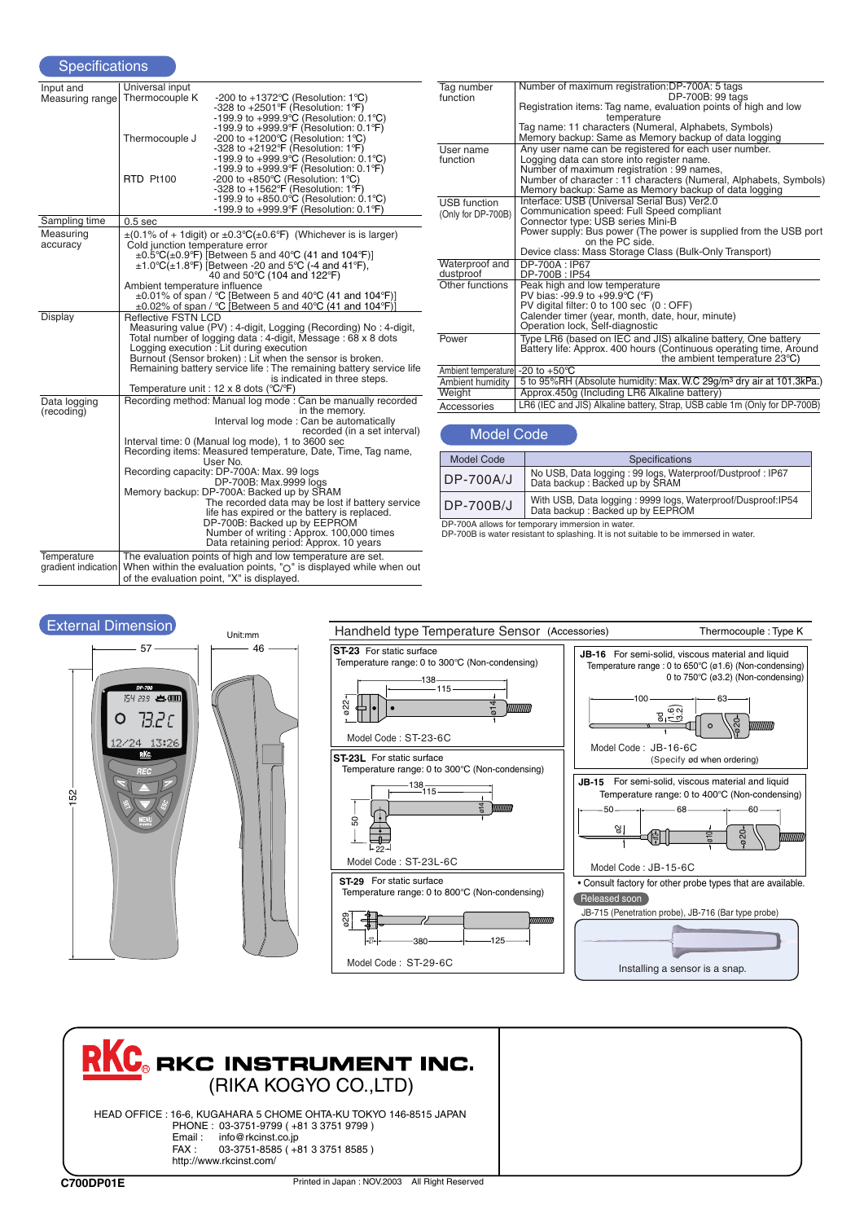## Specifications

| | | |
|---|---|---|
| Input and Measuring range | Universal input | |
| | Thermocouple K | -200 to +1372°C (Resolution: 1°C)<br>-328 to +2501°F (Resolution: 1°F)<br>-199.9 to +999.9°C (Resolution: 0.1°C)<br>-199.9 to +999.9°F (Resolution: 0.1°F) |
| | Thermocouple J | -200 to +1200°C (Resolution: 1°C)<br>-328 to +2192°F (Resolution: 1°F)<br>-199.9 to +999.9°C (Resolution: 0.1°C)<br>-199.9 to +999.9°F (Resolution: 0.1°F) |
| | RTD Pt100 | -200 to +850°C (Resolution: 1°C)<br>-328 to +1562°F (Resolution: 1°F)<br>-199.9 to +850.0°C (Resolution: 0.1°C)<br>-199.9 to +999.9°F (Resolution: 0.1°F) |
| Sampling time | 0.5 sec | |
| Measuring accuracy | ±(0.1% of + 1digit) or ±0.3°C(±0.6°F) (Whichever is larger)<br>Cold junction temperature error<br>±0.5°C(±0.9°F) [Between 5 and 40°C (41 and 104°F)]<br>±1.0°C(±1.8°F) [Between -20 and 5°C (-4 and 41°F), 40 and 50°C (104 and 122°F)<br>Ambient temperature influence<br>±0.01% of span / °C [Between 5 and 40°C (41 and 104°F)]<br>±0.02% of span / °C [Between 5 and 40°C (41 and 104°F)] | |
| Display | Reflective FSTN LCD<br>Measuring value (PV) : 4-digit, Logging (Recording) No : 4-digit,<br>Total number of logging data : 4-digit, Message : 68 x 8 dots<br>Logging execution : Lit during execution<br>Burnout (Sensor broken) : Lit when the sensor is broken.<br>Remaining battery service life : The remaining battery service life is indicated in three steps.<br>Temperature unit : 12 x 8 dots (°C/°F) | |
| Data logging (recoding) | Recording method: Manual log mode : Can be manually recorded in the memory.<br>Interval log mode : Can be automatically recorded (in a set interval)<br>Interval time: 0 (Manual log mode), 1 to 3600 sec<br>Recording items: Measured temperature, Date, Time, Tag name, User No.<br>Recording capacity: DP-700A: Max. 99 logs<br>DP-700B: Max.9999 logs<br>Memory backup: DP-700A: Backed up by SRAM<br>The recorded data may be lost if battery service life has expired or the battery is replaced.<br>DP-700B: Backed up by EEPROM<br>Number of writing : Approx. 100,000 times<br>Data retaining period: Approx. 10 years | |
| Temperature gradient indication | The evaluation points of high and low temperature are set.<br>When within the evaluation points, "○" is displayed while when out of the evaluation point, "X" is displayed. | |

| | |
|---|---|
| Tag number function | Number of maximum registration:DP-700A: 5 tags<br>DP-700B: 99 tags<br>Registration items: Tag name, evaluation points of high and low temperature<br>Tag name: 11 characters (Numeral, Alphabets, Symbols)<br>Memory backup: Same as Memory backup of data logging |
| User name function | Any user name can be registered for each user number.<br>Logging data can store into register name.<br>Number of maximum registration : 99 names,<br>Number of character : 11 characters (Numeral, Alphabets, Symbols)<br>Memory backup: Same as Memory backup of data logging |
| USB function (Only for DP-700B) | Interface: USB (Universal Serial Bus) Ver2.0<br>Communication speed: Full Speed compliant<br>Connector type: USB series Mini-B<br>Power supply: Bus power (The power is supplied from the USB port on the PC side.<br>Device class: Mass Storage Class (Bulk-Only Transport) |
| Waterproof and dustproof | DP-700A : IP67<br>DP-700B : IP54 |
| Other functions | Peak high and low temperature<br>PV bias: -99.9 to +99.9°C (°F)<br>PV digital filter: 0 to 100 sec (0 : OFF)<br>Calender timer (year, month, date, hour, minute)<br>Operation lock, Self-diagnostic |
| Power | Type LR6 (based on IEC and JIS) alkaline battery, One battery<br>Battery life: Approx. 400 hours (Continuous operating time, Around the ambient temperature 23°C) |
| Ambient temperature | -20 to +50°C |
| Ambient humidity | 5 to 95%RH (Absolute humidity: Max. W.C 29g/m³ dry air at 101.3kPa.) |
| Weight | Approx.450g (Including LR6 Alkaline battery) |
| Accessories | LR6 (IEC and JIS) Alkaline battery, Strap, USB cable 1m (Only for DP-700B) |

## Model Code

| Model Code | Specifications |
|---|---|
| DP-700A/J | No USB, Data logging : 99 logs, Waterproof/Dustproof : IP67<br>Data backup : Backed up by SRAM |
| DP-700B/J | With USB, Data logging : 9999 logs, Waterproof/Dusproof:IP54<br>Data backup : Backed up by EEPROM |

DP-700A allows for temporary immersion in water.
DP-700B is water resistant to splashing. It is not suitable to be immersed in water.

## External Dimension

Unit:mm

57
46
152

## Handheld type Temperature Sensor (Accessories)

Thermocouple : Type K

**ST-23** For static surface
Temperature range: 0 to 300°C (Non-condensing)
138
115
ø22
ø14
Model Code : ST-23-6C

**ST-23L** For static surface
Temperature range: 0 to 300°C (Non-condensing)
138
115
ø14
50
22
Model Code : ST-23L-6C

**ST-29** For static surface
Temperature range: 0 to 800°C (Non-condensing)
ø29
27
380
125
Model Code : ST-29-6C

**JB-16** For semi-solid, viscous material and liquid
Temperature range : 0 to 650°C (ø1.6) (Non-condensing)
0 to 750°C (ø3.2) (Non-condensing)
100
63
ød
(1.6)
(3.2)
ø20
Model Code : JB-16-6C
(Specify ød when ordering)

**JB-15** For semi-solid, viscous material and liquid
Temperature range: 0 to 400°C (Non-condensing)
50
68
60
ø2
ø10
ø20
Model Code : JB-15-6C

• Consult factory for other probe types that are available.

Released soon
JB-715 (Penetration probe), JB-716 (Bar type probe)

Installing a sensor is a snap.

---

**RKC INSTRUMENT INC.**
(RIKA KOGYO CO.,LTD)

HEAD OFFICE : 16-6, KUGAHARA 5 CHOME OHTA-KU TOKYO 146-8515 JAPAN
PHONE : 03-3751-9799 ( +81 3 3751 9799 )
Email : info@rkcinst.co.jp
FAX : 03-3751-8585 ( +81 3 3751 8585 )
http://www.rkcinst.com/

C700DP01E

Printed in Japan : NOV.2003 All Right Reserved